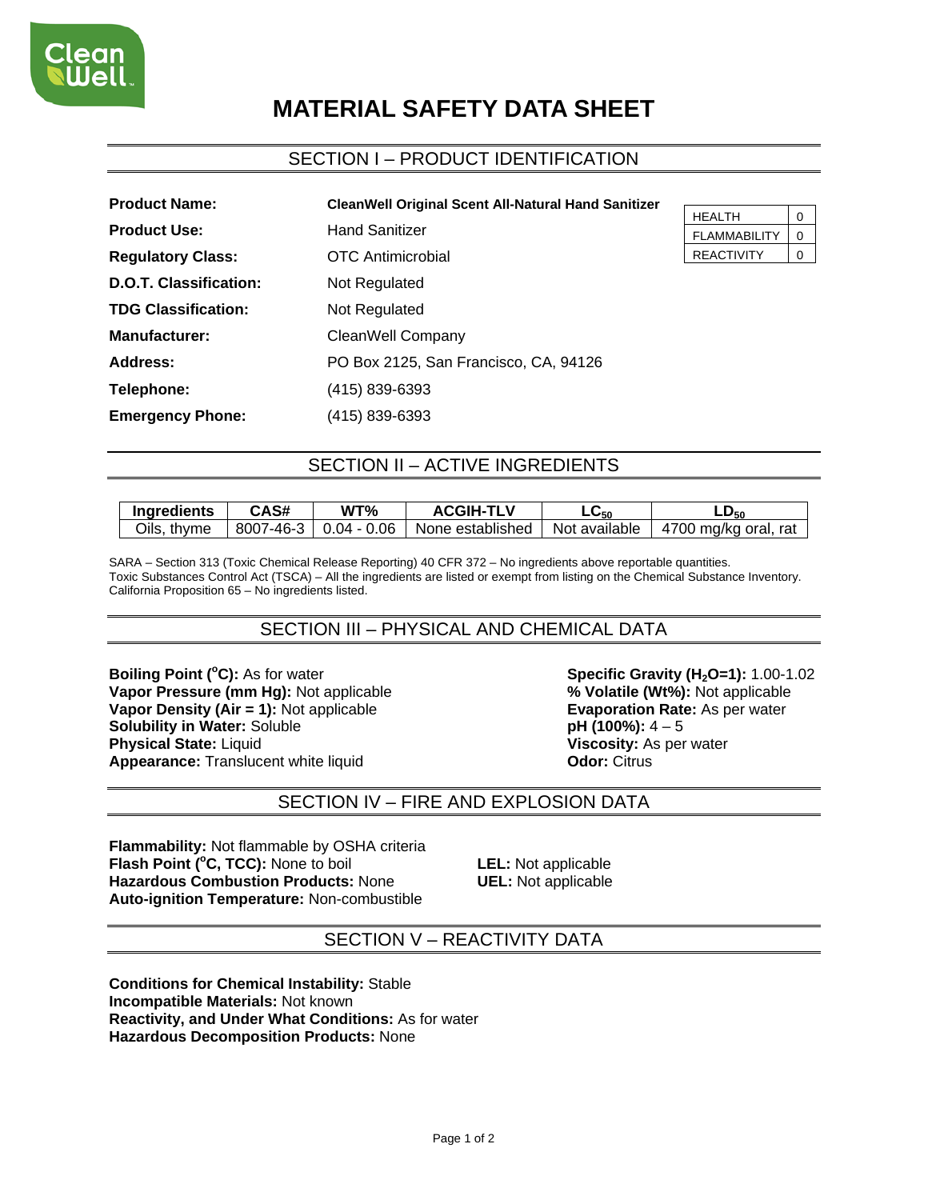# MATERIAL SAFETY DATA SHEET

## SECTION I – PRODUCT IDENTIFICATION

**Product Name:** **CleanWell Original Scent All-Natural Hand Sanitizer**

**Product Use:** Hand Sanitizer

**Regulatory Class:** OTC Antimicrobial

**D.O.T. Classification:** Not Regulated

**TDG Classification:** Not Regulated

**Manufacturer:** CleanWell Company

**Address:** PO Box 2125, San Francisco, CA, 94126

**Telephone:** (415) 839-6393

**Emergency Phone:** (415) 839-6393

| HEALTH | 0 |
|---|---|
| FLAMMABILITY | 0 |
| REACTIVITY | 0 |

## SECTION II – ACTIVE INGREDIENTS

| Ingredients | CAS# | WT% | ACGIH-TLV | $LC_{50}$ | $LD_{50}$ |
|---|---|---|---|---|---|
| Oils, thyme | 8007-46-3 | 0.04 - 0.06 | None established | Not available | 4700 mg/kg oral, rat |

SARA – Section 313 (Toxic Chemical Release Reporting) 40 CFR 372 – No ingredients above reportable quantities.
Toxic Substances Control Act (TSCA) – All the ingredients are listed or exempt from listing on the Chemical Substance Inventory.
California Proposition 65 – No ingredients listed.

## SECTION III – PHYSICAL AND CHEMICAL DATA

**Boiling Point (°C):** As for water
**Vapor Pressure (mm Hg):** Not applicable
**Vapor Density (Air = 1):** Not applicable
**Solubility in Water:** Soluble
**Physical State:** Liquid
**Appearance:** Translucent white liquid

**Specific Gravity ($H_2O$=1):** 1.00-1.02
**% Volatile (Wt%):** Not applicable
**Evaporation Rate:** As per water
**pH (100%):** 4 – 5
**Viscosity:** As per water
**Odor:** Citrus

## SECTION IV – FIRE AND EXPLOSION DATA

**Flammability:** Not flammable by OSHA criteria
**Flash Point (°C, TCC):** None to boil
**Hazardous Combustion Products:** None
**Auto-ignition Temperature:** Non-combustible

**LEL:** Not applicable
**UEL:** Not applicable

## SECTION V – REACTIVITY DATA

**Conditions for Chemical Instability:** Stable
**Incompatible Materials:** Not known
**Reactivity, and Under What Conditions:** As for water
**Hazardous Decomposition Products:** None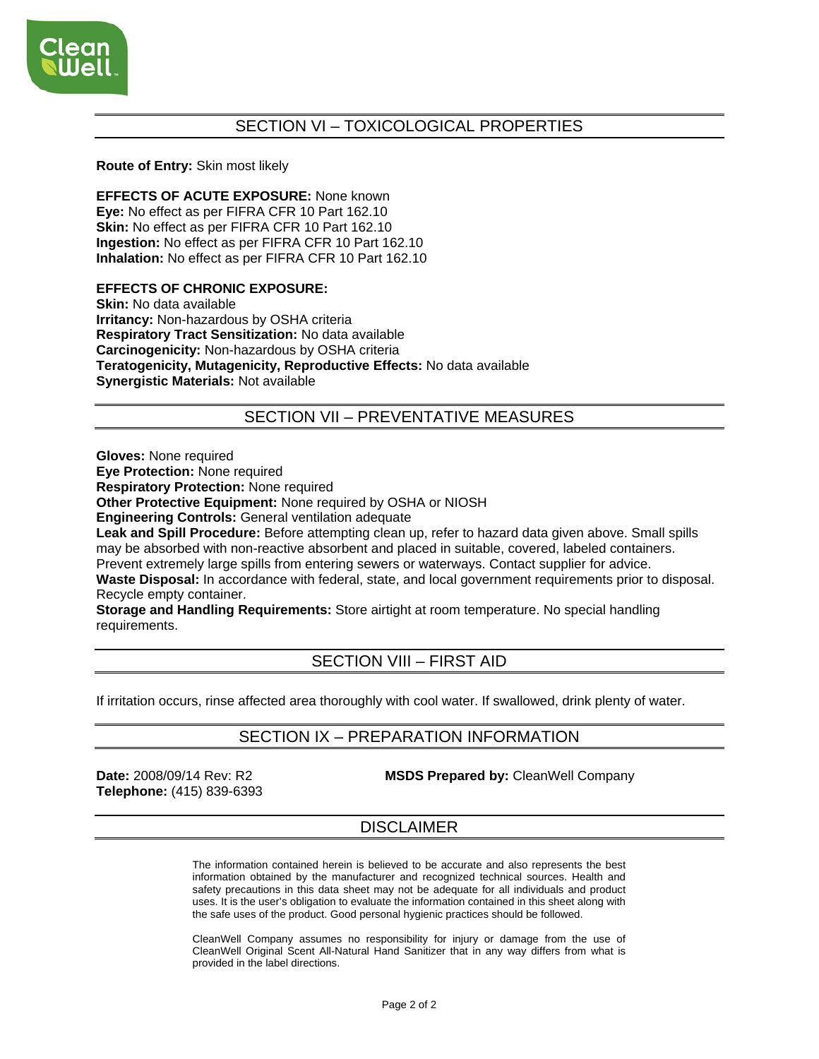## SECTION VI – TOXICOLOGICAL PROPERTIES

**Route of Entry:** Skin most likely

**EFFECTS OF ACUTE EXPOSURE:** None known
**Eye:** No effect as per FIFRA CFR 10 Part 162.10
**Skin:** No effect as per FIFRA CFR 10 Part 162.10
**Ingestion:** No effect as per FIFRA CFR 10 Part 162.10
**Inhalation:** No effect as per FIFRA CFR 10 Part 162.10

**EFFECTS OF CHRONIC EXPOSURE:**
**Skin:** No data available
**Irritancy:** Non-hazardous by OSHA criteria
**Respiratory Tract Sensitization:** No data available
**Carcinogenicity:** Non-hazardous by OSHA criteria
**Teratogenicity, Mutagenicity, Reproductive Effects:** No data available
**Synergistic Materials:** Not available

## SECTION VII – PREVENTATIVE MEASURES

**Gloves:** None required
**Eye Protection:** None required
**Respiratory Protection:** None required
**Other Protective Equipment:** None required by OSHA or NIOSH
**Engineering Controls:** General ventilation adequate
**Leak and Spill Procedure:** Before attempting clean up, refer to hazard data given above. Small spills may be absorbed with non-reactive absorbent and placed in suitable, covered, labeled containers. Prevent extremely large spills from entering sewers or waterways. Contact supplier for advice.
**Waste Disposal:** In accordance with federal, state, and local government requirements prior to disposal. Recycle empty container.
**Storage and Handling Requirements:** Store airtight at room temperature. No special handling requirements.

## SECTION VIII – FIRST AID

If irritation occurs, rinse affected area thoroughly with cool water. If swallowed, drink plenty of water.

## SECTION IX – PREPARATION INFORMATION

**Date:** 2008/09/14 Rev: R2
**Telephone:** (415) 839-6393

**MSDS Prepared by:** CleanWell Company

## DISCLAIMER

The information contained herein is believed to be accurate and also represents the best information obtained by the manufacturer and recognized technical sources. Health and safety precautions in this data sheet may not be adequate for all individuals and product uses. It is the user's obligation to evaluate the information contained in this sheet along with the safe uses of the product. Good personal hygienic practices should be followed.

CleanWell Company assumes no responsibility for injury or damage from the use of CleanWell Original Scent All-Natural Hand Sanitizer that in any way differs from what is provided in the label directions.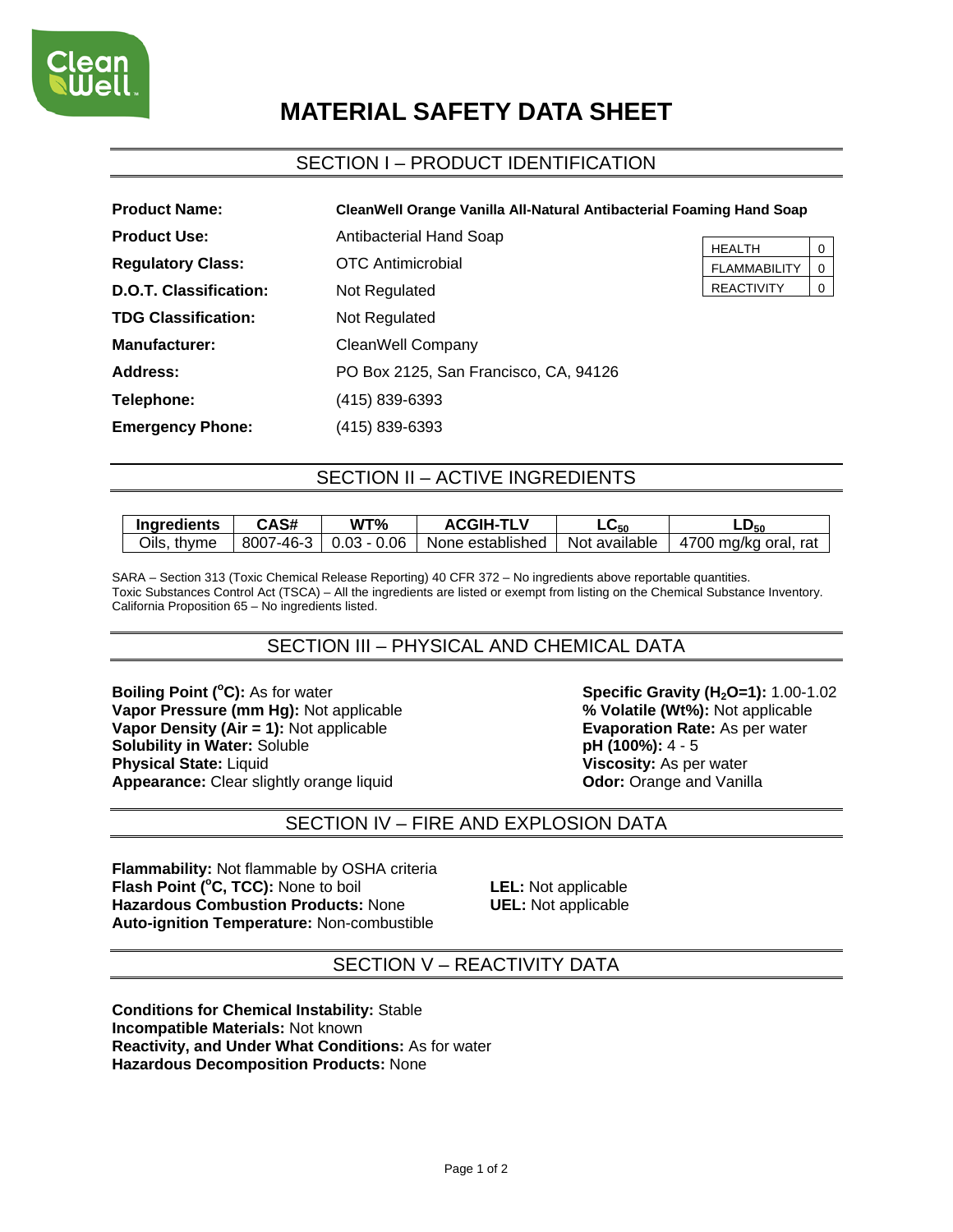# MATERIAL SAFETY DATA SHEET

## SECTION I – PRODUCT IDENTIFICATION

**Product Name:** **CleanWell Orange Vanilla All-Natural Antibacterial Foaming Hand Soap**

**Product Use:** Antibacterial Hand Soap

**Regulatory Class:** OTC Antimicrobial

**D.O.T. Classification:** Not Regulated

**TDG Classification:** Not Regulated

**Manufacturer:** CleanWell Company

**Address:** PO Box 2125, San Francisco, CA, 94126

**Telephone:** (415) 839-6393

**Emergency Phone:** (415) 839-6393

| | |
|---|---|
| HEALTH | 0 |
| FLAMMABILITY | 0 |
| REACTIVITY | 0 |

## SECTION II – ACTIVE INGREDIENTS

| Ingredients | CAS# | WT% | ACGIH-TLV | $LC_{50}$ | $LD_{50}$ |
|---|---|---|---|---|---|
| Oils, thyme | 8007-46-3 | 0.03 - 0.06 | None established | Not available | 4700 mg/kg oral, rat |

SARA – Section 313 (Toxic Chemical Release Reporting) 40 CFR 372 – No ingredients above reportable quantities.
Toxic Substances Control Act (TSCA) – All the ingredients are listed or exempt from listing on the Chemical Substance Inventory.
California Proposition 65 – No ingredients listed.

## SECTION III – PHYSICAL AND CHEMICAL DATA

**Boiling Point (°C):** As for water
**Vapor Pressure (mm Hg):** Not applicable
**Vapor Density (Air = 1):** Not applicable
**Solubility in Water:** Soluble
**Physical State:** Liquid
**Appearance:** Clear slightly orange liquid

**Specific Gravity ($H_2O$=1):** 1.00-1.02
**% Volatile (Wt%):** Not applicable
**Evaporation Rate:** As per water
**pH (100%):** 4 - 5
**Viscosity:** As per water
**Odor:** Orange and Vanilla

## SECTION IV – FIRE AND EXPLOSION DATA

**Flammability:** Not flammable by OSHA criteria
**Flash Point (°C, TCC):** None to boil
**Hazardous Combustion Products:** None
**Auto-ignition Temperature:** Non-combustible

**LEL:** Not applicable
**UEL:** Not applicable

## SECTION V – REACTIVITY DATA

**Conditions for Chemical Instability:** Stable
**Incompatible Materials:** Not known
**Reactivity, and Under What Conditions:** As for water
**Hazardous Decomposition Products:** None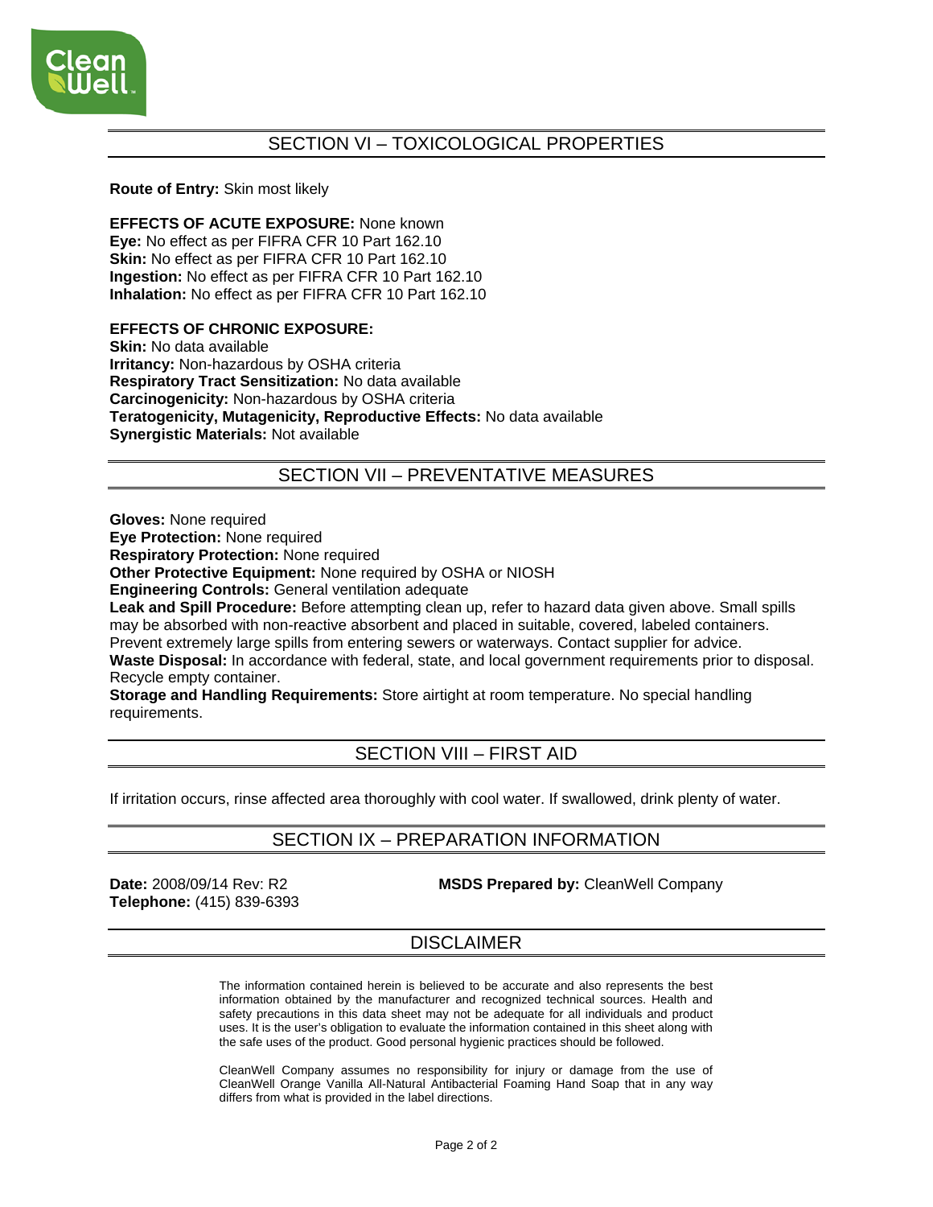## SECTION VI – TOXICOLOGICAL PROPERTIES

**Route of Entry:** Skin most likely

**EFFECTS OF ACUTE EXPOSURE:** None known
**Eye:** No effect as per FIFRA CFR 10 Part 162.10
**Skin:** No effect as per FIFRA CFR 10 Part 162.10
**Ingestion:** No effect as per FIFRA CFR 10 Part 162.10
**Inhalation:** No effect as per FIFRA CFR 10 Part 162.10

**EFFECTS OF CHRONIC EXPOSURE:**
**Skin:** No data available
**Irritancy:** Non-hazardous by OSHA criteria
**Respiratory Tract Sensitization:** No data available
**Carcinogenicity:** Non-hazardous by OSHA criteria
**Teratogenicity, Mutagenicity, Reproductive Effects:** No data available
**Synergistic Materials:** Not available

## SECTION VII – PREVENTATIVE MEASURES

**Gloves:** None required
**Eye Protection:** None required
**Respiratory Protection:** None required
**Other Protective Equipment:** None required by OSHA or NIOSH
**Engineering Controls:** General ventilation adequate
**Leak and Spill Procedure:** Before attempting clean up, refer to hazard data given above. Small spills may be absorbed with non-reactive absorbent and placed in suitable, covered, labeled containers. Prevent extremely large spills from entering sewers or waterways. Contact supplier for advice.
**Waste Disposal:** In accordance with federal, state, and local government requirements prior to disposal. Recycle empty container.
**Storage and Handling Requirements:** Store airtight at room temperature. No special handling requirements.

## SECTION VIII – FIRST AID

If irritation occurs, rinse affected area thoroughly with cool water. If swallowed, drink plenty of water.

## SECTION IX – PREPARATION INFORMATION

**Date:** 2008/09/14 Rev: R2
**Telephone:** (415) 839-6393

**MSDS Prepared by:** CleanWell Company

## DISCLAIMER

The information contained herein is believed to be accurate and also represents the best information obtained by the manufacturer and recognized technical sources. Health and safety precautions in this data sheet may not be adequate for all individuals and product uses. It is the user's obligation to evaluate the information contained in this sheet along with the safe uses of the product. Good personal hygienic practices should be followed.

CleanWell Company assumes no responsibility for injury or damage from the use of CleanWell Orange Vanilla All-Natural Antibacterial Foaming Hand Soap that in any way differs from what is provided in the label directions.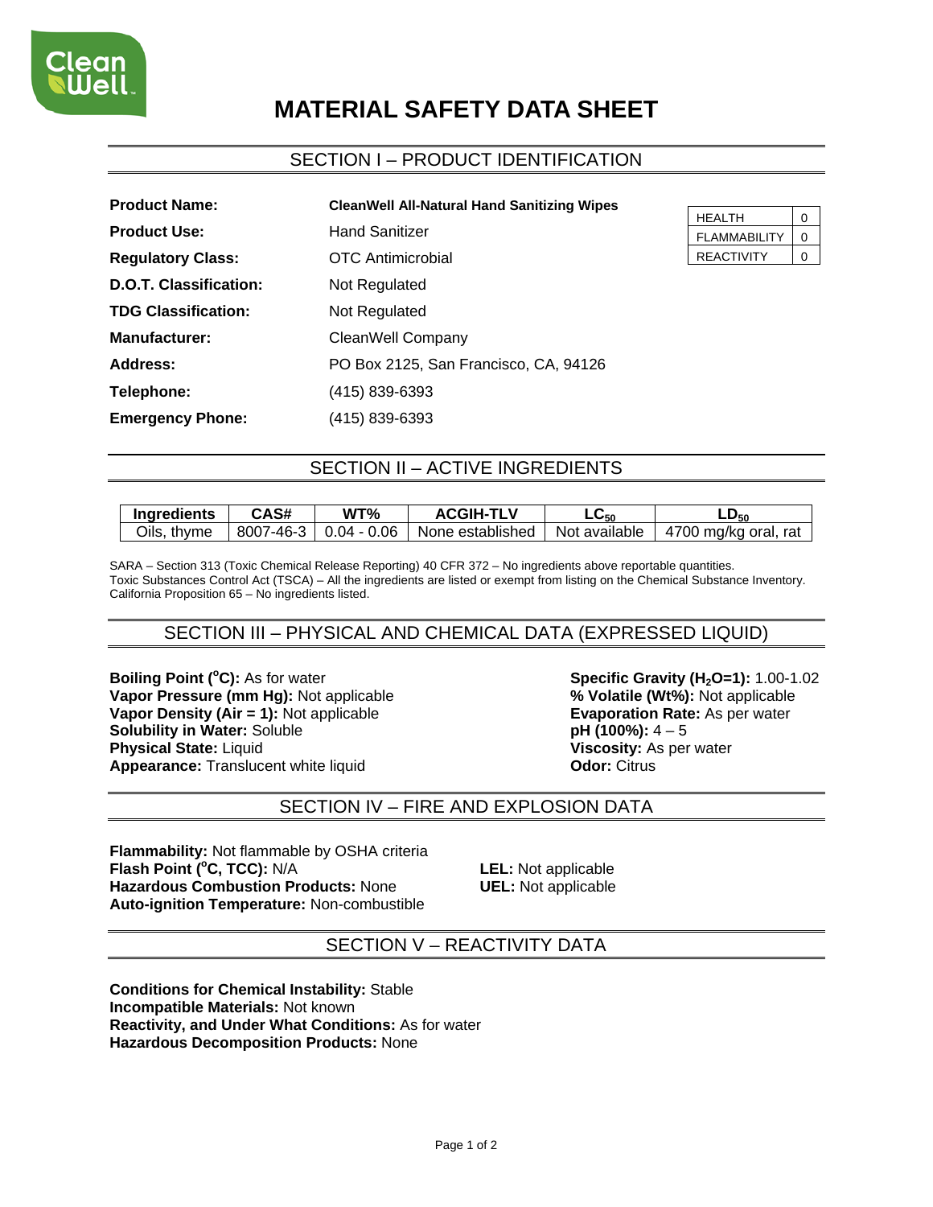# MATERIAL SAFETY DATA SHEET

## SECTION I – PRODUCT IDENTIFICATION

**Product Name:** **CleanWell All-Natural Hand Sanitizing Wipes**

**Product Use:** Hand Sanitizer

**Regulatory Class:** OTC Antimicrobial

**D.O.T. Classification:** Not Regulated

**TDG Classification:** Not Regulated

**Manufacturer:** CleanWell Company

**Address:** PO Box 2125, San Francisco, CA, 94126

**Telephone:** (415) 839-6393

**Emergency Phone:** (415) 839-6393

| | |
|---|---|
| HEALTH | 0 |
| FLAMMABILITY | 0 |
| REACTIVITY | 0 |

## SECTION II – ACTIVE INGREDIENTS

| Ingredients | CAS# | WT% | ACGIH-TLV | $LC_{50}$ | $LD_{50}$ |
|---|---|---|---|---|---|
| Oils, thyme | 8007-46-3 | 0.04 - 0.06 | None established | Not available | 4700 mg/kg oral, rat |

SARA – Section 313 (Toxic Chemical Release Reporting) 40 CFR 372 – No ingredients above reportable quantities.
Toxic Substances Control Act (TSCA) – All the ingredients are listed or exempt from listing on the Chemical Substance Inventory.
California Proposition 65 – No ingredients listed.

## SECTION III – PHYSICAL AND CHEMICAL DATA (EXPRESSED LIQUID)

**Boiling Point (°C):** As for water
**Vapor Pressure (mm Hg):** Not applicable
**Vapor Density (Air = 1):** Not applicable
**Solubility in Water:** Soluble
**Physical State:** Liquid
**Appearance:** Translucent white liquid

**Specific Gravity ($H_2O$=1):** 1.00-1.02
**% Volatile (Wt%):** Not applicable
**Evaporation Rate:** As per water
**pH (100%):** 4 – 5
**Viscosity:** As per water
**Odor:** Citrus

## SECTION IV – FIRE AND EXPLOSION DATA

**Flammability:** Not flammable by OSHA criteria
**Flash Point (°C, TCC):** N/A
**Hazardous Combustion Products:** None
**Auto-ignition Temperature:** Non-combustible

**LEL:** Not applicable
**UEL:** Not applicable

## SECTION V – REACTIVITY DATA

**Conditions for Chemical Instability:** Stable
**Incompatible Materials:** Not known
**Reactivity, and Under What Conditions:** As for water
**Hazardous Decomposition Products:** None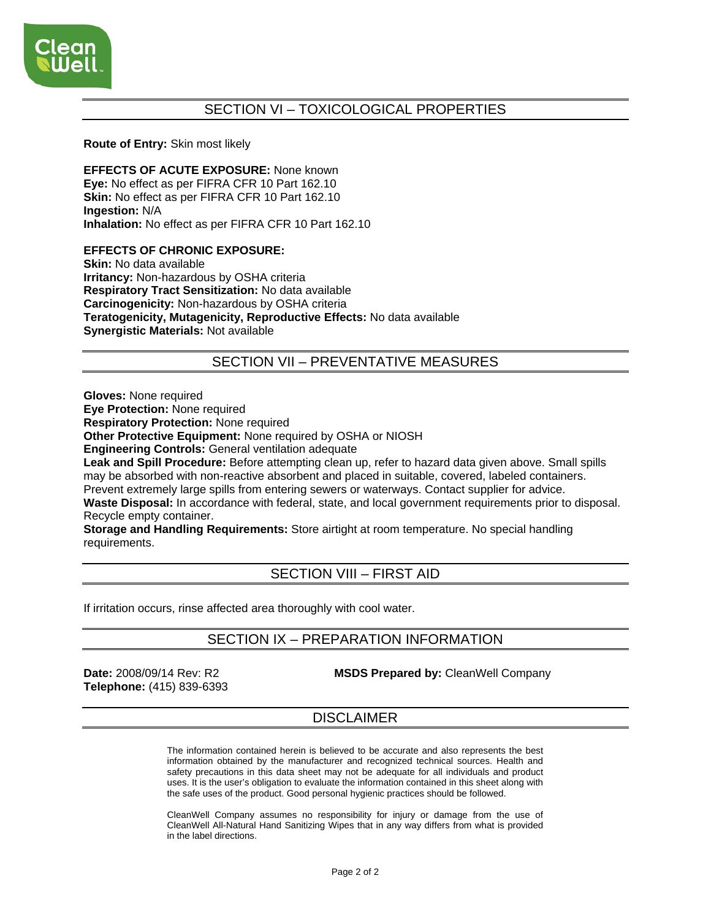## SECTION VI – TOXICOLOGICAL PROPERTIES

**Route of Entry:** Skin most likely

**EFFECTS OF ACUTE EXPOSURE:** None known
**Eye:** No effect as per FIFRA CFR 10 Part 162.10
**Skin:** No effect as per FIFRA CFR 10 Part 162.10
**Ingestion:** N/A
**Inhalation:** No effect as per FIFRA CFR 10 Part 162.10

**EFFECTS OF CHRONIC EXPOSURE:**
**Skin:** No data available
**Irritancy:** Non-hazardous by OSHA criteria
**Respiratory Tract Sensitization:** No data available
**Carcinogenicity:** Non-hazardous by OSHA criteria
**Teratogenicity, Mutagenicity, Reproductive Effects:** No data available
**Synergistic Materials:** Not available

## SECTION VII – PREVENTATIVE MEASURES

**Gloves:** None required
**Eye Protection:** None required
**Respiratory Protection:** None required
**Other Protective Equipment:** None required by OSHA or NIOSH
**Engineering Controls:** General ventilation adequate
**Leak and Spill Procedure:** Before attempting clean up, refer to hazard data given above. Small spills may be absorbed with non-reactive absorbent and placed in suitable, covered, labeled containers. Prevent extremely large spills from entering sewers or waterways. Contact supplier for advice.
**Waste Disposal:** In accordance with federal, state, and local government requirements prior to disposal. Recycle empty container.
**Storage and Handling Requirements:** Store airtight at room temperature. No special handling requirements.

## SECTION VIII – FIRST AID

If irritation occurs, rinse affected area thoroughly with cool water.

## SECTION IX – PREPARATION INFORMATION

**Date:** 2008/09/14 Rev: R2
**Telephone:** (415) 839-6393

**MSDS Prepared by:** CleanWell Company

## DISCLAIMER

The information contained herein is believed to be accurate and also represents the best information obtained by the manufacturer and recognized technical sources. Health and safety precautions in this data sheet may not be adequate for all individuals and product uses. It is the user's obligation to evaluate the information contained in this sheet along with the safe uses of the product. Good personal hygienic practices should be followed.

CleanWell Company assumes no responsibility for injury or damage from the use of CleanWell All-Natural Hand Sanitizing Wipes that in any way differs from what is provided in the label directions.